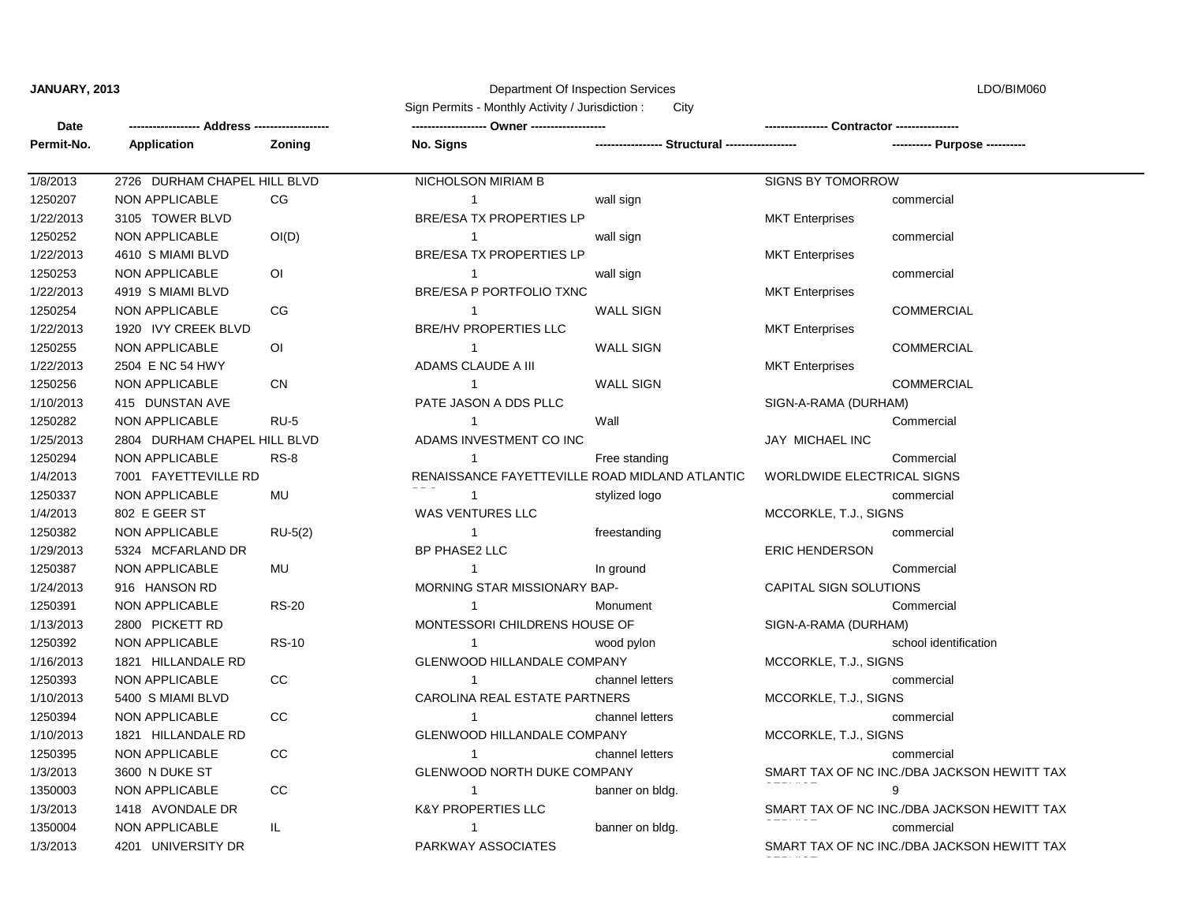**JANUARY, 2013** — Department Of Inspection Services — LDO/BIM060

Sign Permits - Monthly Activity / Jurisdiction : City

| Date / Permit-No. | Address / Application | Zoning | Owner / No. Signs | Structural | Contractor / Purpose |
|---|---|---|---|---|---|
| 1/8/2013 | 2726 DURHAM CHAPEL HILL BLVD | | NICHOLSON MIRIAM B | | SIGNS BY TOMORROW |
| 1250207 | NON APPLICABLE | CG | 1 | wall sign | commercial |
| 1/22/2013 | 3105 TOWER BLVD | | BRE/ESA TX PROPERTIES LP | | MKT Enterprises |
| 1250252 | NON APPLICABLE | OI(D) | 1 | wall sign | commercial |
| 1/22/2013 | 4610 S MIAMI BLVD | | BRE/ESA TX PROPERTIES LP | | MKT Enterprises |
| 1250253 | NON APPLICABLE | OI | 1 | wall sign | commercial |
| 1/22/2013 | 4919 S MIAMI BLVD | | BRE/ESA P PORTFOLIO TXNC | | MKT Enterprises |
| 1250254 | NON APPLICABLE | CG | 1 | WALL SIGN | COMMERCIAL |
| 1/22/2013 | 1920 IVY CREEK BLVD | | BRE/HV PROPERTIES LLC | | MKT Enterprises |
| 1250255 | NON APPLICABLE | OI | 1 | WALL SIGN | COMMERCIAL |
| 1/22/2013 | 2504 E NC 54 HWY | | ADAMS CLAUDE A III | | MKT Enterprises |
| 1250256 | NON APPLICABLE | CN | 1 | WALL SIGN | COMMERCIAL |
| 1/10/2013 | 415 DUNSTAN AVE | | PATE JASON A DDS PLLC | | SIGN-A-RAMA (DURHAM) |
| 1250282 | NON APPLICABLE | RU-5 | 1 | Wall | Commercial |
| 1/25/2013 | 2804 DURHAM CHAPEL HILL BLVD | | ADAMS INVESTMENT CO INC | | JAY MICHAEL INC |
| 1250294 | NON APPLICABLE | RS-8 | 1 | Free standing | Commercial |
| 1/4/2013 | 7001 FAYETTEVILLE RD | | RENAISSANCE FAYETTEVILLE ROAD MIDLAND ATLANTIC | | WORLDWIDE ELECTRICAL SIGNS |
| 1250337 | NON APPLICABLE | MU | 1 | stylized logo | commercial |
| 1/4/2013 | 802 E GEER ST | | WAS VENTURES LLC | | MCCORKLE, T.J., SIGNS |
| 1250382 | NON APPLICABLE | RU-5(2) | 1 | freestanding | commercial |
| 1/29/2013 | 5324 MCFARLAND DR | | BP PHASE2 LLC | | ERIC HENDERSON |
| 1250387 | NON APPLICABLE | MU | 1 | In ground | Commercial |
| 1/24/2013 | 916 HANSON RD | | MORNING STAR MISSIONARY BAP- | | CAPITAL SIGN SOLUTIONS |
| 1250391 | NON APPLICABLE | RS-20 | 1 | Monument | Commercial |
| 1/13/2013 | 2800 PICKETT RD | | MONTESSORI CHILDRENS HOUSE OF | | SIGN-A-RAMA (DURHAM) |
| 1250392 | NON APPLICABLE | RS-10 | 1 | wood pylon | school identification |
| 1/16/2013 | 1821 HILLANDALE RD | | GLENWOOD HILLANDALE COMPANY | | MCCORKLE, T.J., SIGNS |
| 1250393 | NON APPLICABLE | CC | 1 | channel letters | commercial |
| 1/10/2013 | 5400 S MIAMI BLVD | | CAROLINA REAL ESTATE PARTNERS | | MCCORKLE, T.J., SIGNS |
| 1250394 | NON APPLICABLE | CC | 1 | channel letters | commercial |
| 1/10/2013 | 1821 HILLANDALE RD | | GLENWOOD HILLANDALE COMPANY | | MCCORKLE, T.J., SIGNS |
| 1250395 | NON APPLICABLE | CC | 1 | channel letters | commercial |
| 1/3/2013 | 3600 N DUKE ST | | GLENWOOD NORTH DUKE COMPANY | | SMART TAX OF NC INC./DBA JACKSON HEWITT TAX |
| 1350003 | NON APPLICABLE | CC | 1 | banner on bldg. | 9 |
| 1/3/2013 | 1418 AVONDALE DR | | K&Y PROPERTIES LLC | | SMART TAX OF NC INC./DBA JACKSON HEWITT TAX |
| 1350004 | NON APPLICABLE | IL | 1 | banner on bldg. | commercial |
| 1/3/2013 | 4201 UNIVERSITY DR | | PARKWAY ASSOCIATES | | SMART TAX OF NC INC./DBA JACKSON HEWITT TAX |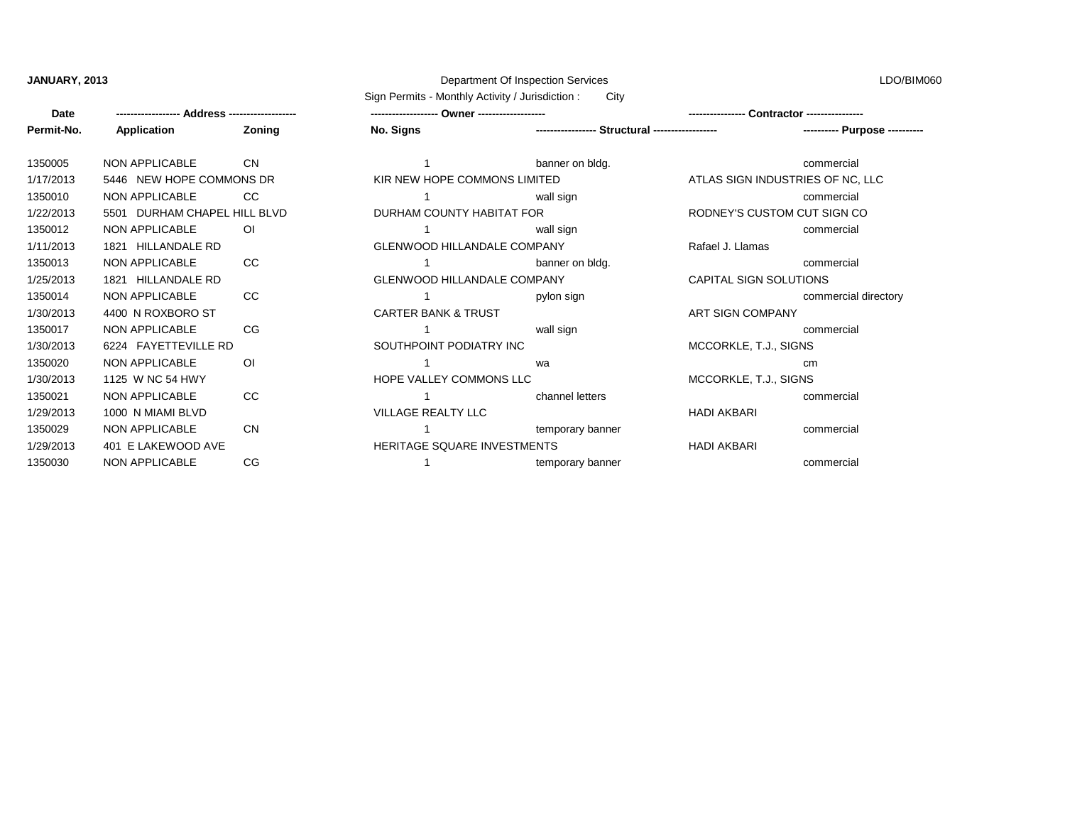**JANUARY, 2013** | Department Of Inspection Services | LDO/BIM060

Sign Permits - Monthly Activity / Jurisdiction : City

| Date<br>Permit-No. | ------------------ Address ------------------<br>Application | Zoning | ------------------ Owner ------------------<br>No. Signs | ----------------- Structural ----------------- | ---------------- Contractor ----------------<br>---------- Purpose ---------- |
|---|---|---|---|---|---|
| 1350005 | NON APPLICABLE | CN | 1 | banner on bldg. | commercial |
| 1/17/2013 | 5446 NEW HOPE COMMONS DR | | KIR NEW HOPE COMMONS LIMITED | | ATLAS SIGN INDUSTRIES OF NC, LLC |
| 1350010 | NON APPLICABLE | CC | 1 | wall sign | commercial |
| 1/22/2013 | 5501 DURHAM CHAPEL HILL BLVD | | DURHAM COUNTY HABITAT FOR | | RODNEY'S CUSTOM CUT SIGN CO |
| 1350012 | NON APPLICABLE | OI | 1 | wall sign | commercial |
| 1/11/2013 | 1821 HILLANDALE RD | | GLENWOOD HILLANDALE COMPANY | | Rafael J. Llamas |
| 1350013 | NON APPLICABLE | CC | 1 | banner on bldg. | commercial |
| 1/25/2013 | 1821 HILLANDALE RD | | GLENWOOD HILLANDALE COMPANY | | CAPITAL SIGN SOLUTIONS |
| 1350014 | NON APPLICABLE | CC | 1 | pylon sign | commercial directory |
| 1/30/2013 | 4400 N ROXBORO ST | | CARTER BANK & TRUST | | ART SIGN COMPANY |
| 1350017 | NON APPLICABLE | CG | 1 | wall sign | commercial |
| 1/30/2013 | 6224 FAYETTEVILLE RD | | SOUTHPOINT PODIATRY INC | | MCCORKLE, T.J., SIGNS |
| 1350020 | NON APPLICABLE | OI | 1 | wa | cm |
| 1/30/2013 | 1125 W NC 54 HWY | | HOPE VALLEY COMMONS LLC | | MCCORKLE, T.J., SIGNS |
| 1350021 | NON APPLICABLE | CC | 1 | channel letters | commercial |
| 1/29/2013 | 1000 N MIAMI BLVD | | VILLAGE REALTY LLC | | HADI AKBARI |
| 1350029 | NON APPLICABLE | CN | 1 | temporary banner | commercial |
| 1/29/2013 | 401 E LAKEWOOD AVE | | HERITAGE SQUARE INVESTMENTS | | HADI AKBARI |
| 1350030 | NON APPLICABLE | CG | 1 | temporary banner | commercial |